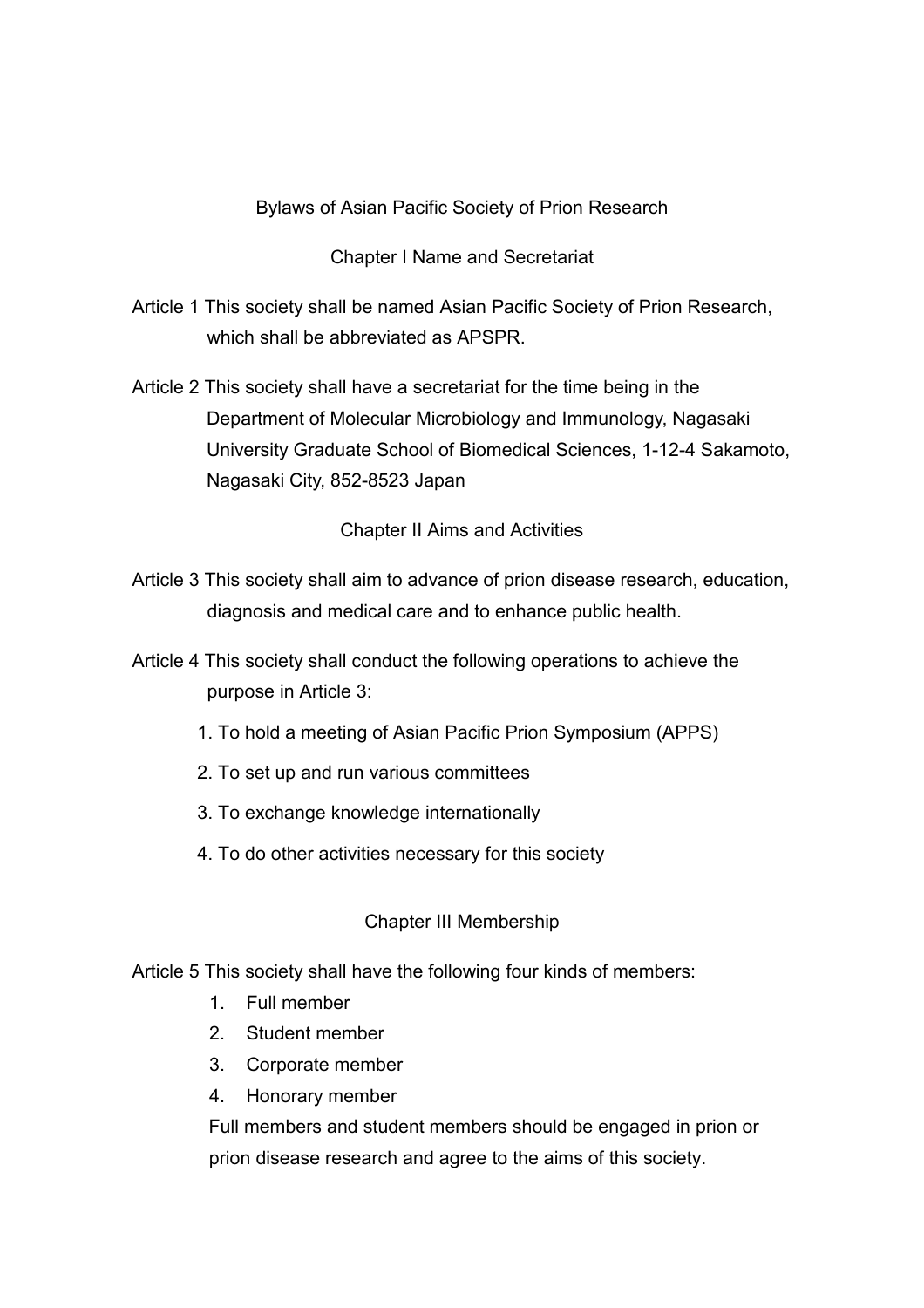# Bylaws of Asian Pacific Society of Prion Research

## Chapter I Name and Secretariat

Article 1 This society shall be named Asian Pacific Society of Prion Research, which shall be abbreviated as APSPR.

Article 2 This society shall have a secretariat for the time being in the Department of Molecular Microbiology and Immunology, Nagasaki University Graduate School of Biomedical Sciences, 1-12-4 Sakamoto, Nagasaki City, 852-8523 Japan

## Chapter II Aims and Activities

Article 3 This society shall aim to advance of prion disease research, education, diagnosis and medical care and to enhance public health.

Article 4 This society shall conduct the following operations to achieve the purpose in Article 3:

1. To hold a meeting of Asian Pacific Prion Symposium (APPS)
2. To set up and run various committees
3. To exchange knowledge internationally
4. To do other activities necessary for this society

## Chapter III Membership

Article 5 This society shall have the following four kinds of members:

1. Full member
2. Student member
3. Corporate member
4. Honorary member

Full members and student members should be engaged in prion or prion disease research and agree to the aims of this society.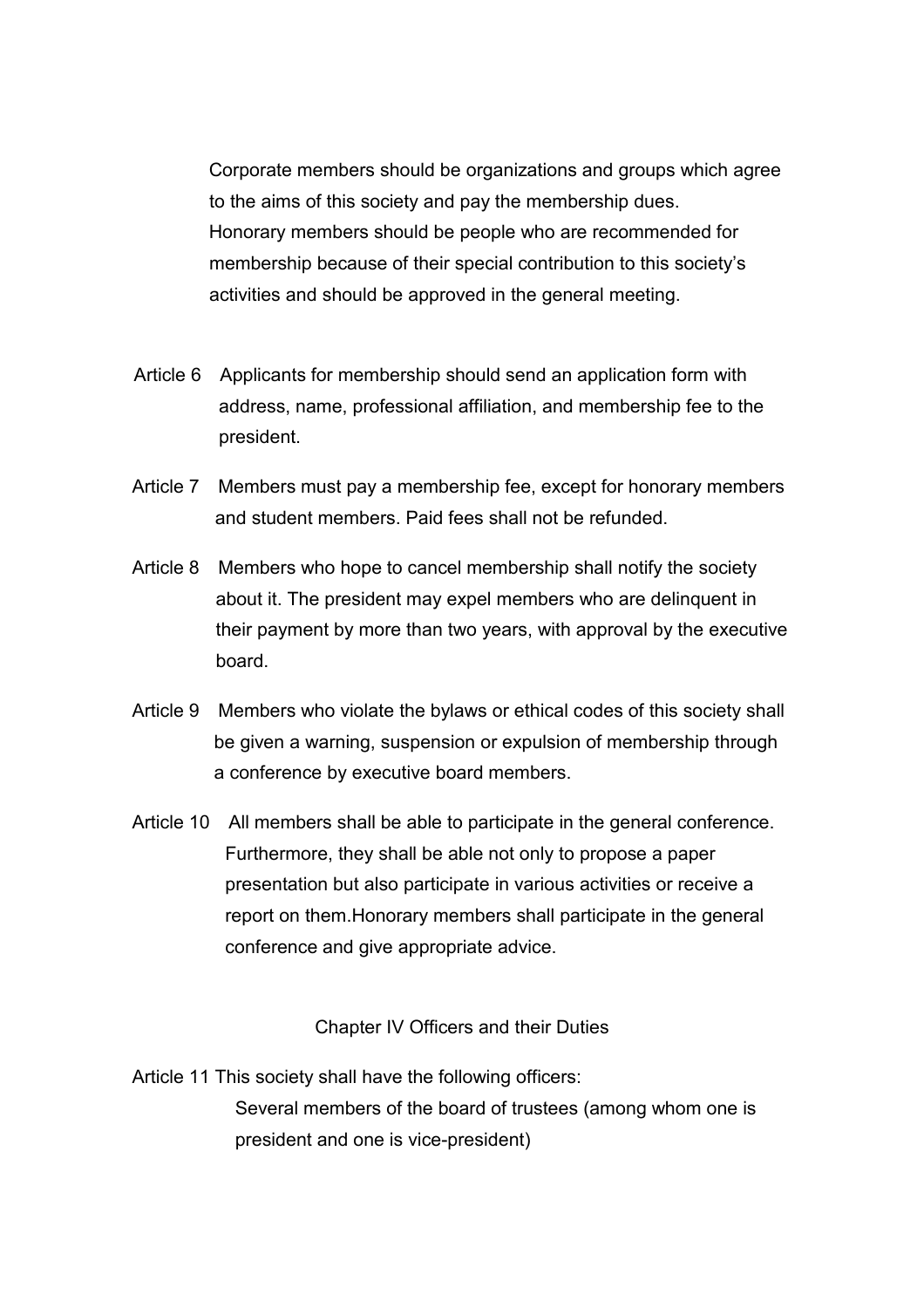Corporate members should be organizations and groups which agree to the aims of this society and pay the membership dues.
Honorary members should be people who are recommended for membership because of their special contribution to this society's activities and should be approved in the general meeting.

Article 6 Applicants for membership should send an application form with address, name, professional affiliation, and membership fee to the president.

Article 7 Members must pay a membership fee, except for honorary members and student members. Paid fees shall not be refunded.

Article 8 Members who hope to cancel membership shall notify the society about it. The president may expel members who are delinquent in their payment by more than two years, with approval by the executive board.

Article 9 Members who violate the bylaws or ethical codes of this society shall be given a warning, suspension or expulsion of membership through a conference by executive board members.

Article 10 All members shall be able to participate in the general conference. Furthermore, they shall be able not only to propose a paper presentation but also participate in various activities or receive a report on them.Honorary members shall participate in the general conference and give appropriate advice.

## Chapter IV Officers and their Duties

Article 11 This society shall have the following officers:

Several members of the board of trustees (among whom one is president and one is vice-president)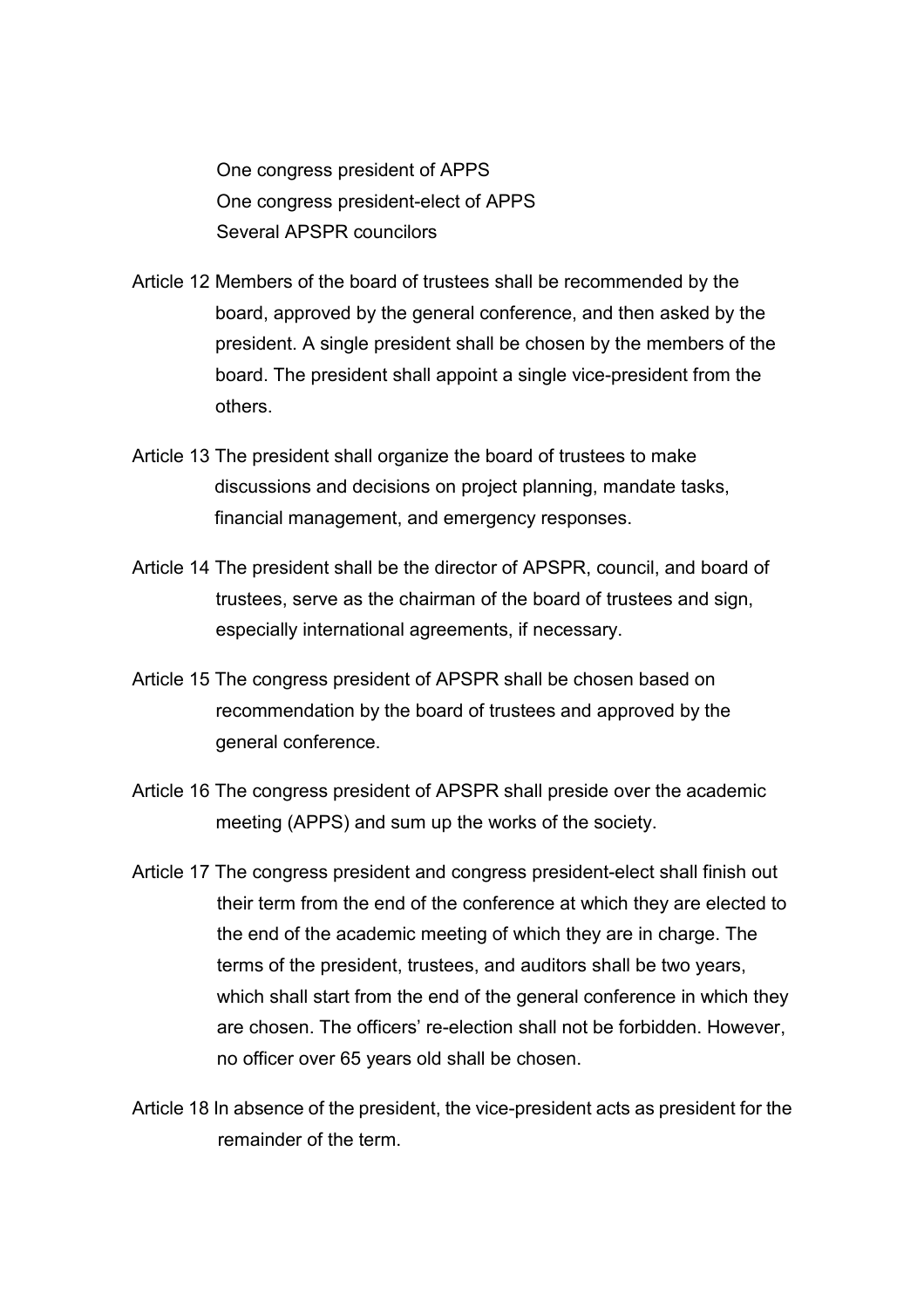One congress president of APPS  
One congress president-elect of APPS  
Several APSPR councilors

Article 12 Members of the board of trustees shall be recommended by the board, approved by the general conference, and then asked by the president. A single president shall be chosen by the members of the board. The president shall appoint a single vice-president from the others.

Article 13 The president shall organize the board of trustees to make discussions and decisions on project planning, mandate tasks, financial management, and emergency responses.

Article 14 The president shall be the director of APSPR, council, and board of trustees, serve as the chairman of the board of trustees and sign, especially international agreements, if necessary.

Article 15 The congress president of APSPR shall be chosen based on recommendation by the board of trustees and approved by the general conference.

Article 16 The congress president of APSPR shall preside over the academic meeting (APPS) and sum up the works of the society.

Article 17 The congress president and congress president-elect shall finish out their term from the end of the conference at which they are elected to the end of the academic meeting of which they are in charge. The terms of the president, trustees, and auditors shall be two years, which shall start from the end of the general conference in which they are chosen. The officers' re-election shall not be forbidden. However, no officer over 65 years old shall be chosen.

Article 18 In absence of the president, the vice-president acts as president for the remainder of the term.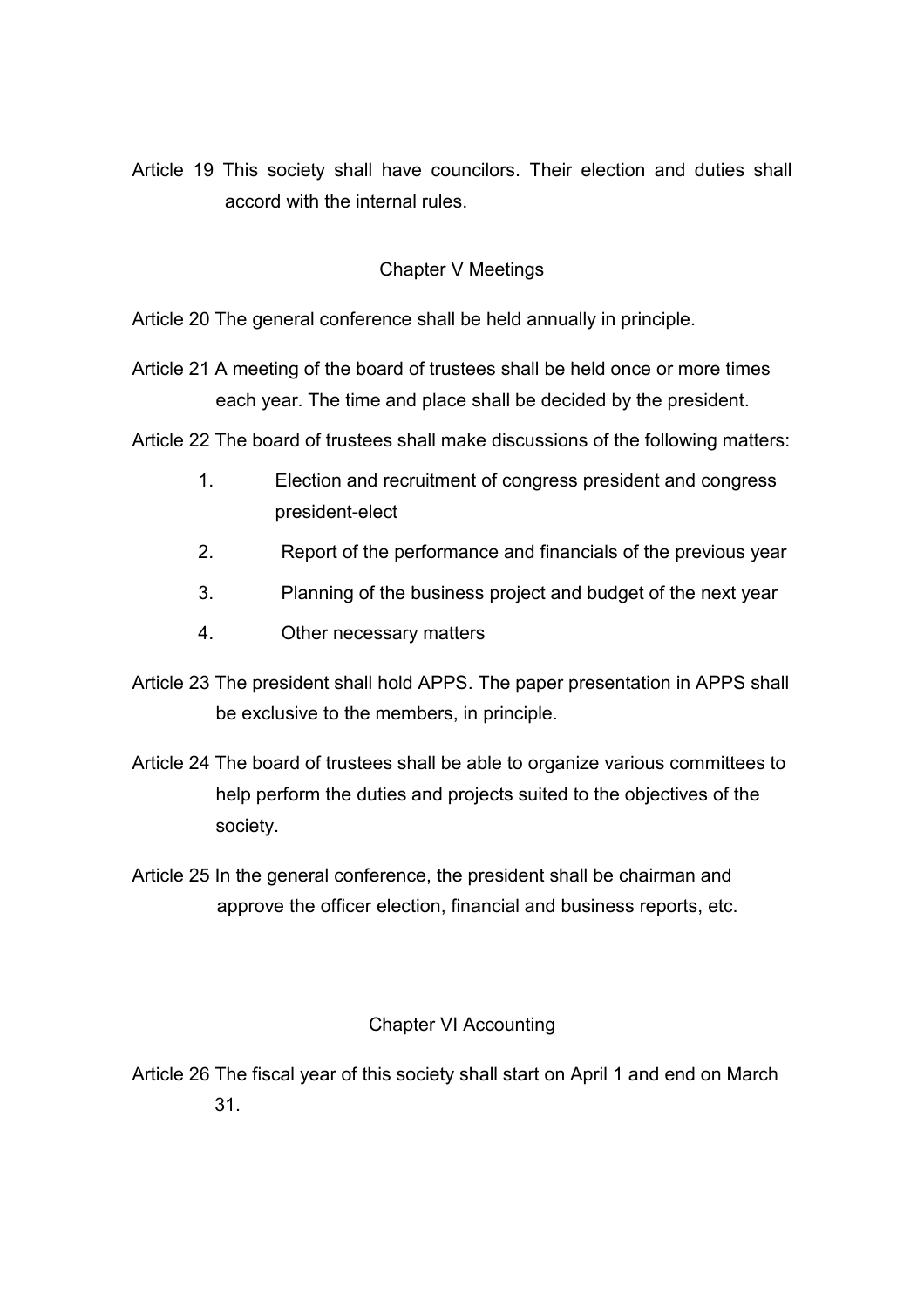Article 19 This society shall have councilors. Their election and duties shall accord with the internal rules.

## Chapter V Meetings

Article 20 The general conference shall be held annually in principle.

Article 21 A meeting of the board of trustees shall be held once or more times each year. The time and place shall be decided by the president.

Article 22 The board of trustees shall make discussions of the following matters:

1. Election and recruitment of congress president and congress president-elect
2. Report of the performance and financials of the previous year
3. Planning of the business project and budget of the next year
4. Other necessary matters

Article 23 The president shall hold APPS. The paper presentation in APPS shall be exclusive to the members, in principle.

Article 24 The board of trustees shall be able to organize various committees to help perform the duties and projects suited to the objectives of the society.

Article 25 In the general conference, the president shall be chairman and approve the officer election, financial and business reports, etc.

## Chapter VI Accounting

Article 26 The fiscal year of this society shall start on April 1 and end on March 31.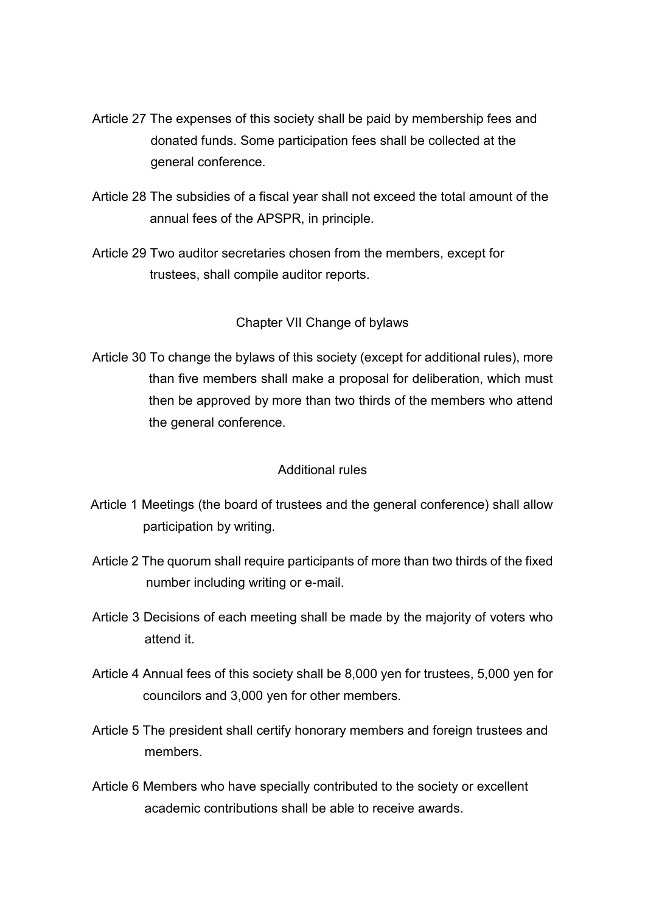Article 27 The expenses of this society shall be paid by membership fees and donated funds. Some participation fees shall be collected at the general conference.

Article 28 The subsidies of a fiscal year shall not exceed the total amount of the annual fees of the APSPR, in principle.

Article 29 Two auditor secretaries chosen from the members, except for trustees, shall compile auditor reports.

## Chapter VII Change of bylaws

Article 30 To change the bylaws of this society (except for additional rules), more than five members shall make a proposal for deliberation, which must then be approved by more than two thirds of the members who attend the general conference.

## Additional rules

Article 1 Meetings (the board of trustees and the general conference) shall allow participation by writing.

Article 2 The quorum shall require participants of more than two thirds of the fixed number including writing or e-mail.

Article 3 Decisions of each meeting shall be made by the majority of voters who attend it.

Article 4 Annual fees of this society shall be 8,000 yen for trustees, 5,000 yen for councilors and 3,000 yen for other members.

Article 5 The president shall certify honorary members and foreign trustees and members.

Article 6 Members who have specially contributed to the society or excellent academic contributions shall be able to receive awards.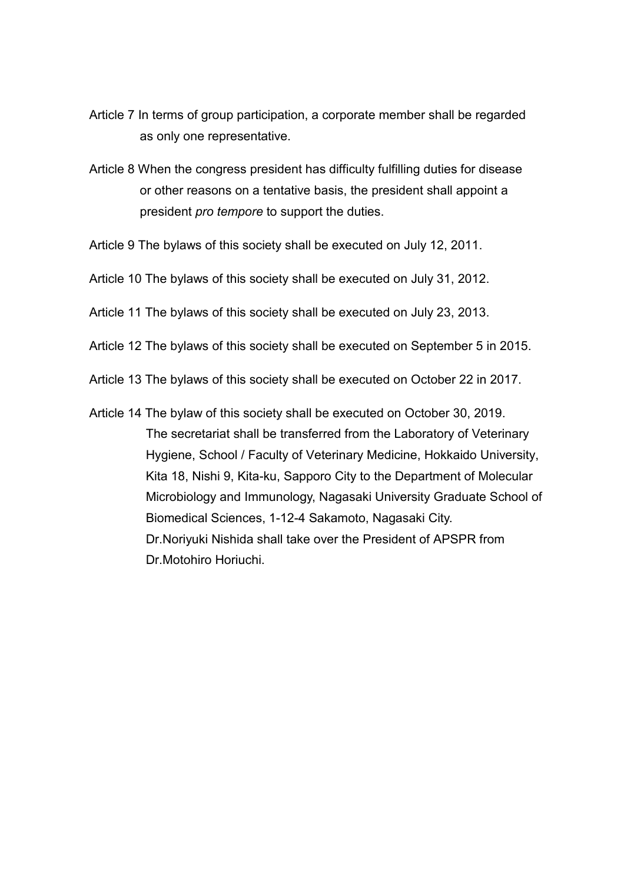Article 7 In terms of group participation, a corporate member shall be regarded as only one representative.

Article 8 When the congress president has difficulty fulfilling duties for disease or other reasons on a tentative basis, the president shall appoint a president *pro tempore* to support the duties.

Article 9 The bylaws of this society shall be executed on July 12, 2011.

Article 10 The bylaws of this society shall be executed on July 31, 2012.

Article 11 The bylaws of this society shall be executed on July 23, 2013.

Article 12 The bylaws of this society shall be executed on September 5 in 2015.

Article 13 The bylaws of this society shall be executed on October 22 in 2017.

Article 14 The bylaw of this society shall be executed on October 30, 2019.
The secretariat shall be transferred from the Laboratory of Veterinary Hygiene, School / Faculty of Veterinary Medicine, Hokkaido University, Kita 18, Nishi 9, Kita-ku, Sapporo City to the Department of Molecular Microbiology and Immunology, Nagasaki University Graduate School of Biomedical Sciences, 1-12-4 Sakamoto, Nagasaki City.
Dr.Noriyuki Nishida shall take over the President of APSPR from Dr.Motohiro Horiuchi.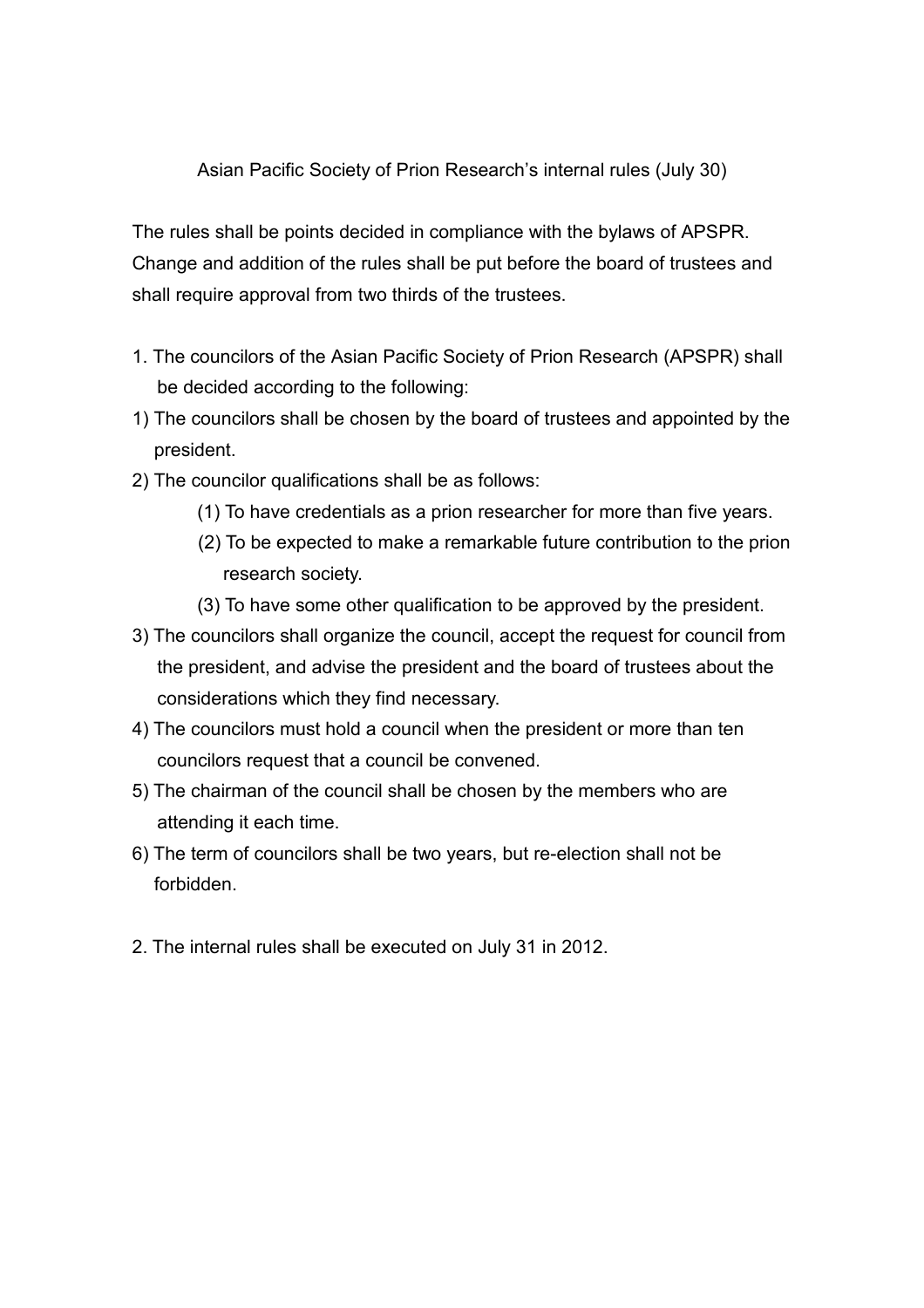# Asian Pacific Society of Prion Research's internal rules (July 30)

The rules shall be points decided in compliance with the bylaws of APSPR. Change and addition of the rules shall be put before the board of trustees and shall require approval from two thirds of the trustees.

1. The councilors of the Asian Pacific Society of Prion Research (APSPR) shall be decided according to the following:

1) The councilors shall be chosen by the board of trustees and appointed by the president.

2) The councilor qualifications shall be as follows:

   (1) To have credentials as a prion researcher for more than five years.

   (2) To be expected to make a remarkable future contribution to the prion research society.

   (3) To have some other qualification to be approved by the president.

3) The councilors shall organize the council, accept the request for council from the president, and advise the president and the board of trustees about the considerations which they find necessary.

4) The councilors must hold a council when the president or more than ten councilors request that a council be convened.

5) The chairman of the council shall be chosen by the members who are attending it each time.

6) The term of councilors shall be two years, but re-election shall not be forbidden.

2. The internal rules shall be executed on July 31 in 2012.